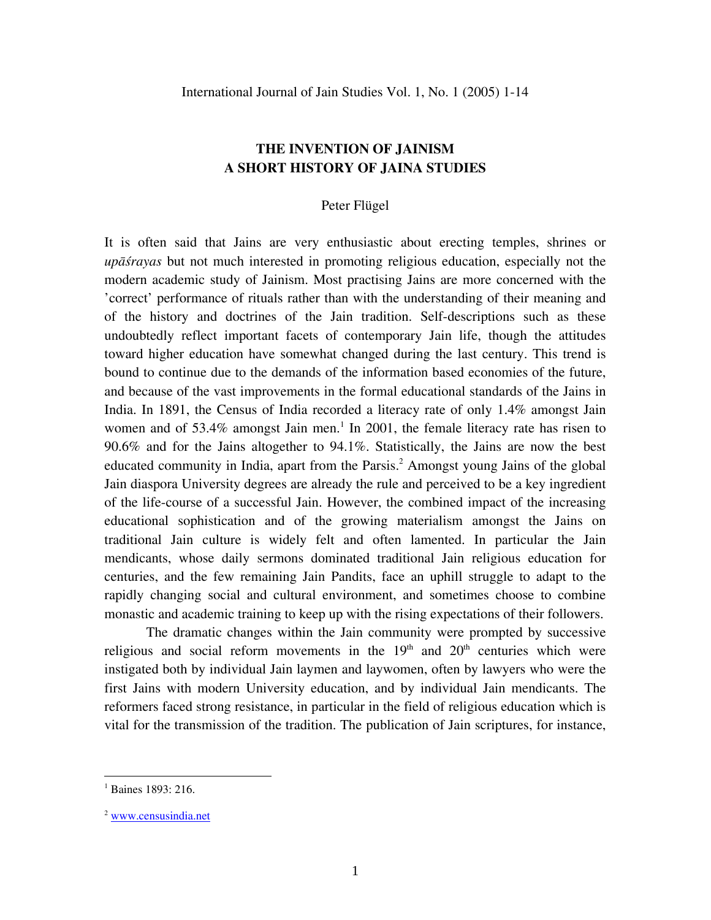# THE INVENTION OF JAINISM
## A SHORT HISTORY OF JAINA STUDIES

Peter Flügel

It is often said that Jains are very enthusiastic about erecting temples, shrines or *upāśrayas* but not much interested in promoting religious education, especially not the modern academic study of Jainism. Most practising Jains are more concerned with the 'correct' performance of rituals rather than with the understanding of their meaning and of the history and doctrines of the Jain tradition. Self-descriptions such as these undoubtedly reflect important facets of contemporary Jain life, though the attitudes toward higher education have somewhat changed during the last century. This trend is bound to continue due to the demands of the information based economies of the future, and because of the vast improvements in the formal educational standards of the Jains in India. In 1891, the Census of India recorded a literacy rate of only 1.4% amongst Jain women and of 53.4% amongst Jain men.[1] In 2001, the female literacy rate has risen to 90.6% and for the Jains altogether to 94.1%. Statistically, the Jains are now the best educated community in India, apart from the Parsis.[2] Amongst young Jains of the global Jain diaspora University degrees are already the rule and perceived to be a key ingredient of the life-course of a successful Jain. However, the combined impact of the increasing educational sophistication and of the growing materialism amongst the Jains on traditional Jain culture is widely felt and often lamented. In particular the Jain mendicants, whose daily sermons dominated traditional Jain religious education for centuries, and the few remaining Jain Pandits, face an uphill struggle to adapt to the rapidly changing social and cultural environment, and sometimes choose to combine monastic and academic training to keep up with the rising expectations of their followers.

The dramatic changes within the Jain community were prompted by successive religious and social reform movements in the 19th and 20th centuries which were instigated both by individual Jain laymen and laywomen, often by lawyers who were the first Jains with modern University education, and by individual Jain mendicants. The reformers faced strong resistance, in particular in the field of religious education which is vital for the transmission of the tradition. The publication of Jain scriptures, for instance,

---

[1] Baines 1893: 216.

[2] www.censusindia.net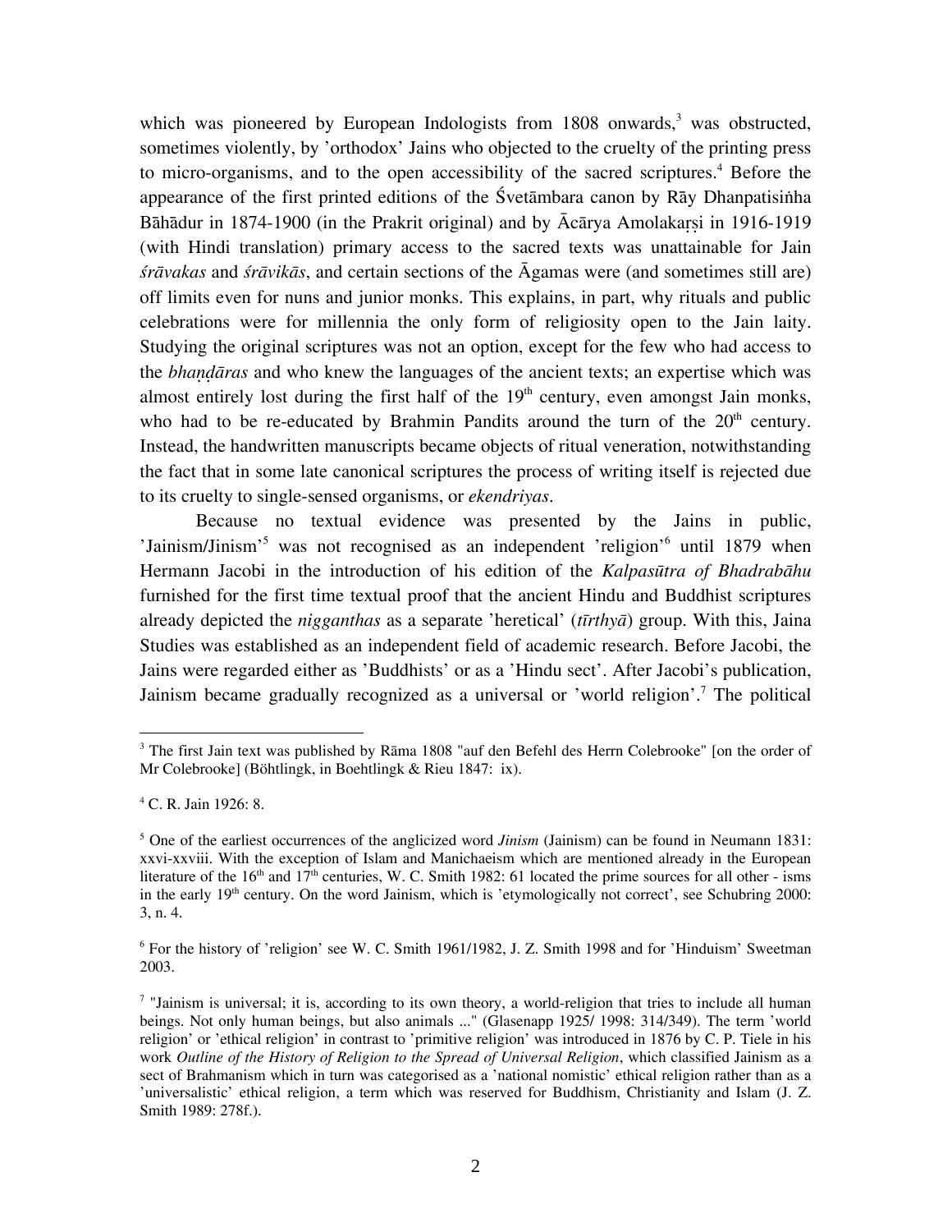which was pioneered by European Indologists from 1808 onwards,[3] was obstructed, sometimes violently, by 'orthodox' Jains who objected to the cruelty of the printing press to micro-organisms, and to the open accessibility of the sacred scriptures.[4] Before the appearance of the first printed editions of the Śvetāmbara canon by Rāy Dhanpatisiṅha Bāhādur in 1874-1900 (in the Prakrit original) and by Ācārya Amolakaṛṣi in 1916-1919 (with Hindi translation) primary access to the sacred texts was unattainable for Jain *śrāvakas* and *śrāvikās*, and certain sections of the Āgamas were (and sometimes still are) off limits even for nuns and junior monks. This explains, in part, why rituals and public celebrations were for millennia the only form of religiosity open to the Jain laity. Studying the original scriptures was not an option, except for the few who had access to the *bhaṇḍāras* and who knew the languages of the ancient texts; an expertise which was almost entirely lost during the first half of the 19th century, even amongst Jain monks, who had to be re-educated by Brahmin Pandits around the turn of the 20th century. Instead, the handwritten manuscripts became objects of ritual veneration, notwithstanding the fact that in some late canonical scriptures the process of writing itself is rejected due to its cruelty to single-sensed organisms, or *ekendriyas*.

Because no textual evidence was presented by the Jains in public, 'Jainism/Jinism'[5] was not recognised as an independent 'religion'[6] until 1879 when Hermann Jacobi in the introduction of his edition of the *Kalpasūtra of Bhadrabāhu* furnished for the first time textual proof that the ancient Hindu and Buddhist scriptures already depicted the *nigganthas* as a separate 'heretical' (*tīrthyā*) group. With this, Jaina Studies was established as an independent field of academic research. Before Jacobi, the Jains were regarded either as 'Buddhists' or as a 'Hindu sect'. After Jacobi's publication, Jainism became gradually recognized as a universal or 'world religion'.[7] The political

---

[3] The first Jain text was published by Rāma 1808 "auf den Befehl des Herrn Colebrooke" [on the order of Mr Colebrooke] (Böhtlingk, in Boehtlingk & Rieu 1847: ix).

[4] C. R. Jain 1926: 8.

[5] One of the earliest occurrences of the anglicized word *Jinism* (Jainism) can be found in Neumann 1831: xxvi-xxviii. With the exception of Islam and Manichaeism which are mentioned already in the European literature of the 16th and 17th centuries, W. C. Smith 1982: 61 located the prime sources for all other - isms in the early 19th century. On the word Jainism, which is 'etymologically not correct', see Schubring 2000: 3, n. 4.

[6] For the history of 'religion' see W. C. Smith 1961/1982, J. Z. Smith 1998 and for 'Hinduism' Sweetman 2003.

[7] "Jainism is universal; it is, according to its own theory, a world-religion that tries to include all human beings. Not only human beings, but also animals ..." (Glasenapp 1925/ 1998: 314/349). The term 'world religion' or 'ethical religion' in contrast to 'primitive religion' was introduced in 1876 by C. P. Tiele in his work *Outline of the History of Religion to the Spread of Universal Religion*, which classified Jainism as a sect of Brahmanism which in turn was categorised as a 'national nomistic' ethical religion rather than as a 'universalistic' ethical religion, a term which was reserved for Buddhism, Christianity and Islam (J. Z. Smith 1989: 278f.).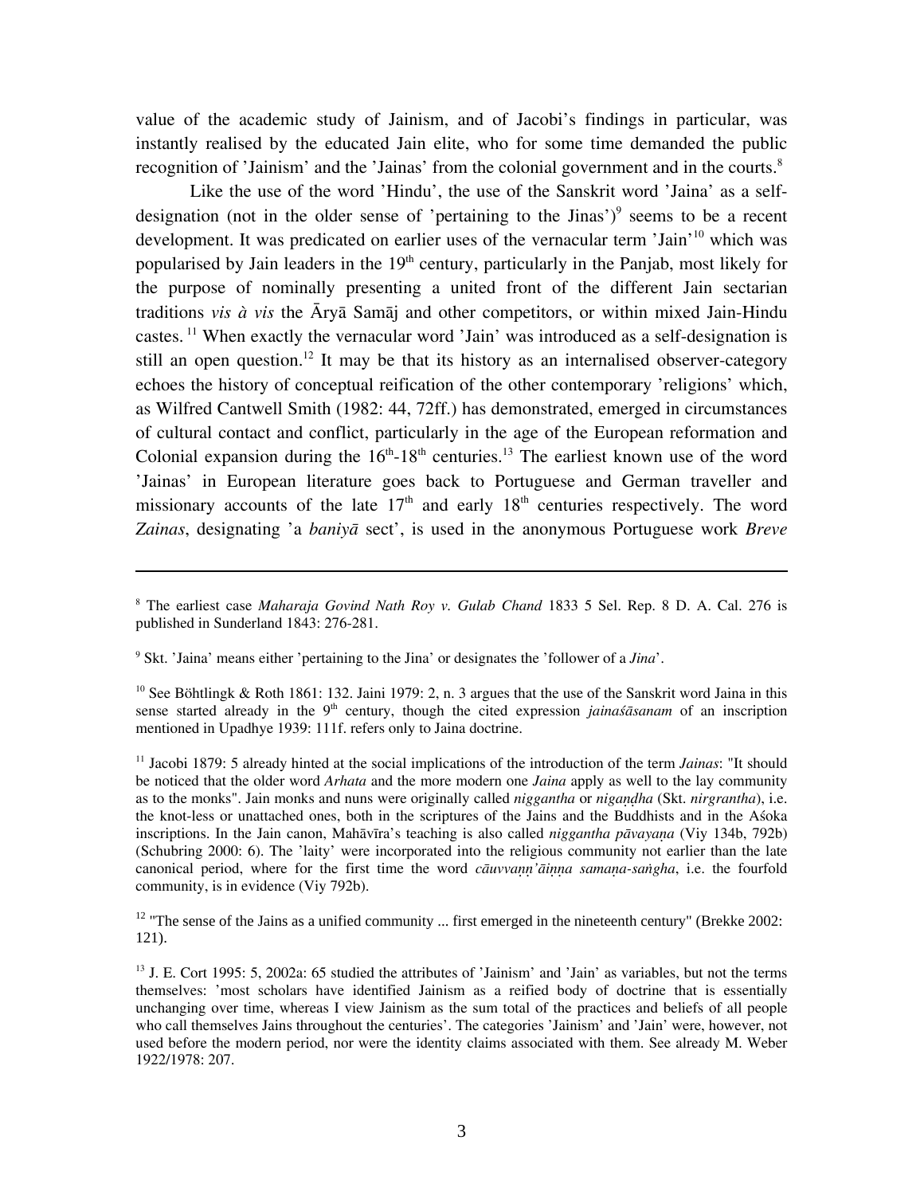value of the academic study of Jainism, and of Jacobi's findings in particular, was instantly realised by the educated Jain elite, who for some time demanded the public recognition of 'Jainism' and the 'Jainas' from the colonial government and in the courts.[8]

Like the use of the word 'Hindu', the use of the Sanskrit word 'Jaina' as a self-designation (not in the older sense of 'pertaining to the Jinas')[9] seems to be a recent development. It was predicated on earlier uses of the vernacular term 'Jain'[10] which was popularised by Jain leaders in the 19th century, particularly in the Panjab, most likely for the purpose of nominally presenting a united front of the different Jain sectarian traditions *vis à vis* the Āryā Samāj and other competitors, or within mixed Jain-Hindu castes.[11] When exactly the vernacular word 'Jain' was introduced as a self-designation is still an open question.[12] It may be that its history as an internalised observer-category echoes the history of conceptual reification of the other contemporary 'religions' which, as Wilfred Cantwell Smith (1982: 44, 72ff.) has demonstrated, emerged in circumstances of cultural contact and conflict, particularly in the age of the European reformation and Colonial expansion during the 16th-18th centuries.[13] The earliest known use of the word 'Jainas' in European literature goes back to Portuguese and German traveller and missionary accounts of the late 17th and early 18th centuries respectively. The word *Zainas*, designating 'a *baniyā* sect', is used in the anonymous Portuguese work *Breve*

---

[8] The earliest case *Maharaja Govind Nath Roy v. Gulab Chand* 1833 5 Sel. Rep. 8 D. A. Cal. 276 is published in Sunderland 1843: 276-281.

[9] Skt. 'Jaina' means either 'pertaining to the Jina' or designates the 'follower of a *Jina*'.

[10] See Böhtlingk & Roth 1861: 132. Jaini 1979: 2, n. 3 argues that the use of the Sanskrit word Jaina in this sense started already in the 9th century, though the cited expression *jainaśāsanam* of an inscription mentioned in Upadhye 1939: 111f. refers only to Jaina doctrine.

[11] Jacobi 1879: 5 already hinted at the social implications of the introduction of the term *Jainas*: "It should be noticed that the older word *Arhata* and the more modern one *Jaina* apply as well to the lay community as to the monks". Jain monks and nuns were originally called *niggantha* or *nigaṇḍha* (Skt. *nirgrantha*), i.e. the knot-less or unattached ones, both in the scriptures of the Jains and the Buddhists and in the Aśoka inscriptions. In the Jain canon, Mahāvīra's teaching is also called *nigganthа pāvayaṇa* (Viy 134b, 792b) (Schubring 2000: 6). The 'laity' were incorporated into the religious community not earlier than the late canonical period, where for the first time the word *cāuvvaṇṇ'āiṇṇa samaṇa-saṅgha*, i.e. the fourfold community, is in evidence (Viy 792b).

[12] "The sense of the Jains as a unified community ... first emerged in the nineteenth century" (Brekke 2002: 121).

[13] J. E. Cort 1995: 5, 2002a: 65 studied the attributes of 'Jainism' and 'Jain' as variables, but not the terms themselves: 'most scholars have identified Jainism as a reified body of doctrine that is essentially unchanging over time, whereas I view Jainism as the sum total of the practices and beliefs of all people who call themselves Jains throughout the centuries'. The categories 'Jainism' and 'Jain' were, however, not used before the modern period, nor were the identity claims associated with them. See already M. Weber 1922/1978: 207.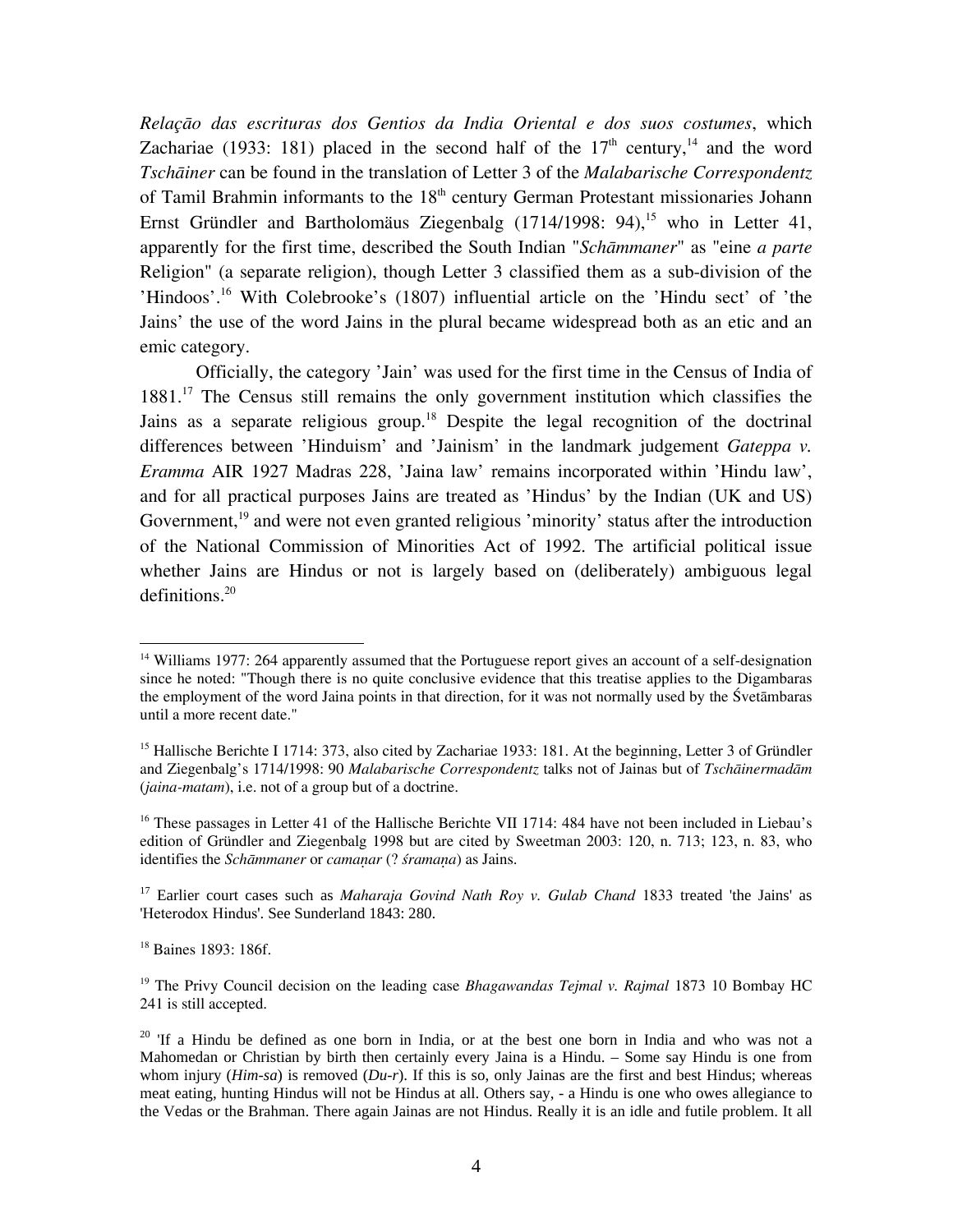*Relação das escrituras dos Gentios da India Oriental e dos suos costumes*, which Zachariae (1933: 181) placed in the second half of the 17th century,[14] and the word *Tschāiner* can be found in the translation of Letter 3 of the *Malabarische Correspondentz* of Tamil Brahmin informants to the 18th century German Protestant missionaries Johann Ernst Gründler and Bartholomäus Ziegenbalg (1714/1998: 94),[15] who in Letter 41, apparently for the first time, described the South Indian "*Schāmmaner*" as "eine *a parte* Religion" (a separate religion), though Letter 3 classified them as a sub-division of the 'Hindoos'.[16] With Colebrooke's (1807) influential article on the 'Hindu sect' of 'the Jains' the use of the word Jains in the plural became widespread both as an etic and an emic category.

Officially, the category 'Jain' was used for the first time in the Census of India of 1881.[17] The Census still remains the only government institution which classifies the Jains as a separate religious group.[18] Despite the legal recognition of the doctrinal differences between 'Hinduism' and 'Jainism' in the landmark judgement *Gateppa v. Eramma* AIR 1927 Madras 228, 'Jaina law' remains incorporated within 'Hindu law', and for all practical purposes Jains are treated as 'Hindus' by the Indian (UK and US) Government,[19] and were not even granted religious 'minority' status after the introduction of the National Commission of Minorities Act of 1992. The artificial political issue whether Jains are Hindus or not is largely based on (deliberately) ambiguous legal definitions.[20]

---

[14] Williams 1977: 264 apparently assumed that the Portuguese report gives an account of a self-designation since he noted: "Though there is no quite conclusive evidence that this treatise applies to the Digambaras the employment of the word Jaina points in that direction, for it was not normally used by the Śvetāmbaras until a more recent date."

[15] Hallische Berichte I 1714: 373, also cited by Zachariae 1933: 181. At the beginning, Letter 3 of Gründler and Ziegenbalg's 1714/1998: 90 *Malabarische Correspondentz* talks not of Jainas but of *Tschāinermadām* (*jaina-matam*), i.e. not of a group but of a doctrine.

[16] These passages in Letter 41 of the Hallische Berichte VII 1714: 484 have not been included in Liebau's edition of Gründler and Ziegenbalg 1998 but are cited by Sweetman 2003: 120, n. 713; 123, n. 83, who identifies the *Schāmmaner* or *camaṇar* (? *śramaṇa*) as Jains.

[17] Earlier court cases such as *Maharaja Govind Nath Roy v. Gulab Chand* 1833 treated 'the Jains' as 'Heterodox Hindus'. See Sunderland 1843: 280.

[18] Baines 1893: 186f.

[19] The Privy Council decision on the leading case *Bhagawandas Tejmal v. Rajmal* 1873 10 Bombay HC 241 is still accepted.

[20] 'If a Hindu be defined as one born in India, or at the best one born in India and who was not a Mahomedan or Christian by birth then certainly every Jaina is a Hindu. – Some say Hindu is one from whom injury (*Him-sa*) is removed (*Du-r*). If this is so, only Jainas are the first and best Hindus; whereas meat eating, hunting Hindus will not be Hindus at all. Others say, - a Hindu is one who owes allegiance to the Vedas or the Brahman. There again Jainas are not Hindus. Really it is an idle and futile problem. It all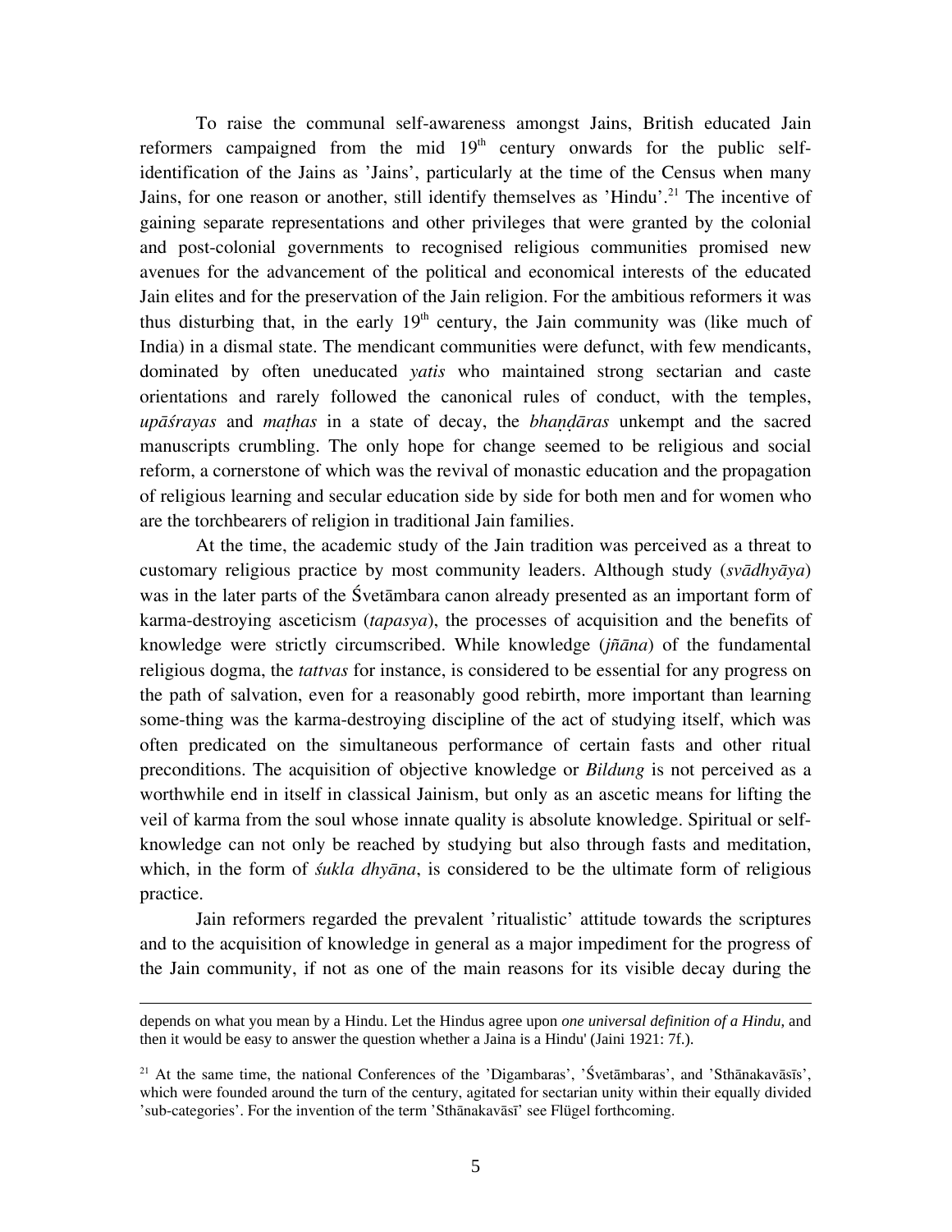To raise the communal self-awareness amongst Jains, British educated Jain reformers campaigned from the mid 19th century onwards for the public self-identification of the Jains as 'Jains', particularly at the time of the Census when many Jains, for one reason or another, still identify themselves as 'Hindu'.[21] The incentive of gaining separate representations and other privileges that were granted by the colonial and post-colonial governments to recognised religious communities promised new avenues for the advancement of the political and economical interests of the educated Jain elites and for the preservation of the Jain religion. For the ambitious reformers it was thus disturbing that, in the early 19th century, the Jain community was (like much of India) in a dismal state. The mendicant communities were defunct, with few mendicants, dominated by often uneducated *yatis* who maintained strong sectarian and caste orientations and rarely followed the canonical rules of conduct, with the temples, *upāśrayas* and *maṭhas* in a state of decay, the *bhaṇḍāras* unkempt and the sacred manuscripts crumbling. The only hope for change seemed to be religious and social reform, a cornerstone of which was the revival of monastic education and the propagation of religious learning and secular education side by side for both men and for women who are the torchbearers of religion in traditional Jain families.

At the time, the academic study of the Jain tradition was perceived as a threat to customary religious practice by most community leaders. Although study (*svādhyāya*) was in the later parts of the Śvetāmbara canon already presented as an important form of karma-destroying asceticism (*tapasya*), the processes of acquisition and the benefits of knowledge were strictly circumscribed. While knowledge (*jñāna*) of the fundamental religious dogma, the *tattvas* for instance, is considered to be essential for any progress on the path of salvation, even for a reasonably good rebirth, more important than learning some-thing was the karma-destroying discipline of the act of studying itself, which was often predicated on the simultaneous performance of certain fasts and other ritual preconditions. The acquisition of objective knowledge or *Bildung* is not perceived as a worthwhile end in itself in classical Jainism, but only as an ascetic means for lifting the veil of karma from the soul whose innate quality is absolute knowledge. Spiritual or self-knowledge can not only be reached by studying but also through fasts and meditation, which, in the form of *śukla dhyāna*, is considered to be the ultimate form of religious practice.

Jain reformers regarded the prevalent 'ritualistic' attitude towards the scriptures and to the acquisition of knowledge in general as a major impediment for the progress of the Jain community, if not as one of the main reasons for its visible decay during the

---

depends on what you mean by a Hindu. Let the Hindus agree upon *one universal definition of a Hindu*, and then it would be easy to answer the question whether a Jaina is a Hindu' (Jaini 1921: 7f.).

[21] At the same time, the national Conferences of the 'Digambaras', 'Śvetāmbaras', and 'Sthānakavāsīs', which were founded around the turn of the century, agitated for sectarian unity within their equally divided 'sub-categories'. For the invention of the term 'Sthānakavāsī' see Flügel forthcoming.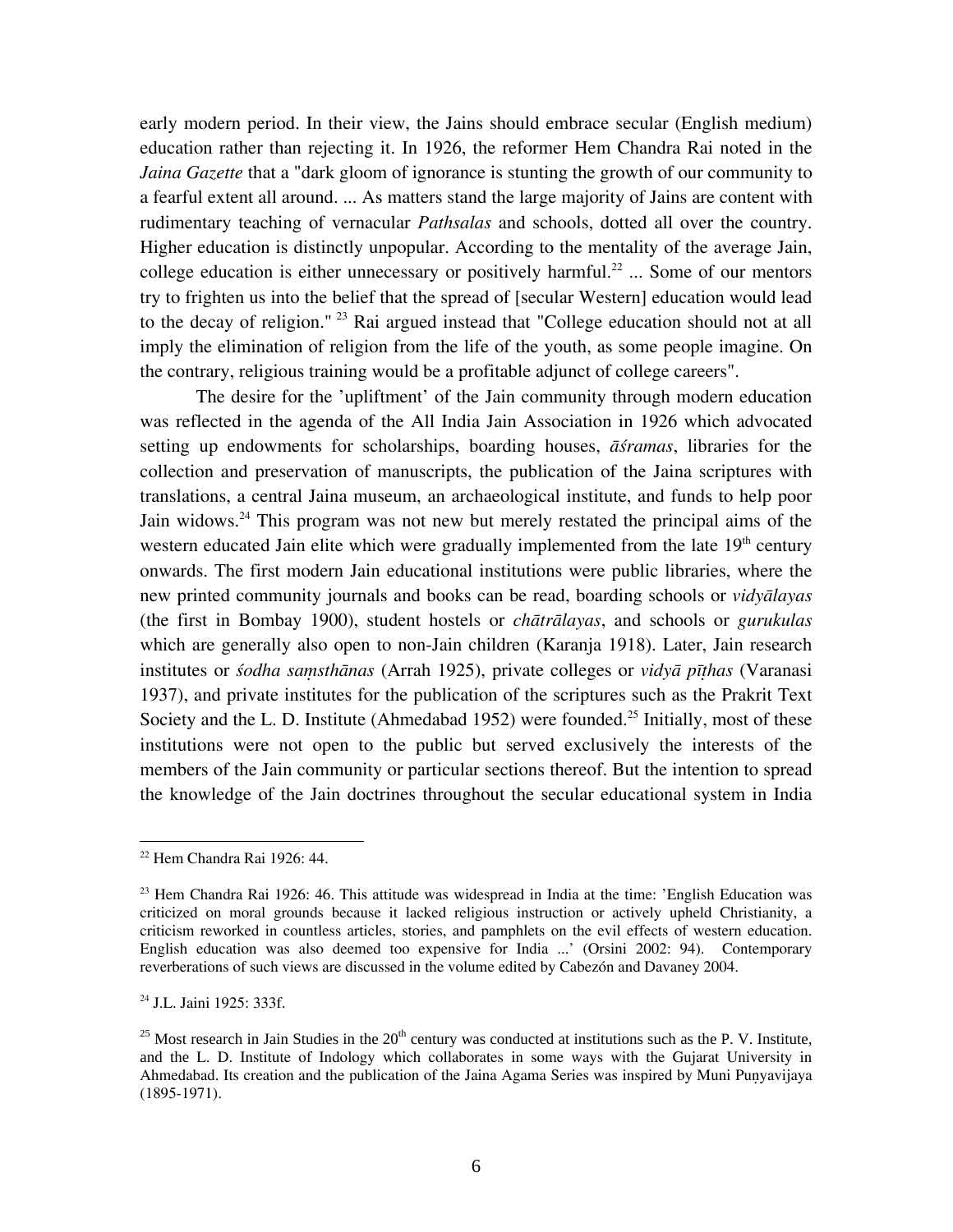early modern period. In their view, the Jains should embrace secular (English medium) education rather than rejecting it. In 1926, the reformer Hem Chandra Rai noted in the *Jaina Gazette* that a "dark gloom of ignorance is stunting the growth of our community to a fearful extent all around. ... As matters stand the large majority of Jains are content with rudimentary teaching of vernacular *Pathsalas* and schools, dotted all over the country. Higher education is distinctly unpopular. According to the mentality of the average Jain, college education is either unnecessary or positively harmful.[22] ... Some of our mentors try to frighten us into the belief that the spread of [secular Western] education would lead to the decay of religion." [23] Rai argued instead that "College education should not at all imply the elimination of religion from the life of the youth, as some people imagine. On the contrary, religious training would be a profitable adjunct of college careers".

The desire for the 'upliftment' of the Jain community through modern education was reflected in the agenda of the All India Jain Association in 1926 which advocated setting up endowments for scholarships, boarding houses, *āśramas*, libraries for the collection and preservation of manuscripts, the publication of the Jaina scriptures with translations, a central Jaina museum, an archaeological institute, and funds to help poor Jain widows.[24] This program was not new but merely restated the principal aims of the western educated Jain elite which were gradually implemented from the late 19th century onwards. The first modern Jain educational institutions were public libraries, where the new printed community journals and books can be read, boarding schools or *vidyālayas* (the first in Bombay 1900), student hostels or *chātrālayas*, and schools or *gurukulas* which are generally also open to non-Jain children (Karanja 1918). Later, Jain research institutes or *śodha saṃsthānas* (Arrah 1925), private colleges or *vidyā pīṭhas* (Varanasi 1937), and private institutes for the publication of the scriptures such as the Prakrit Text Society and the L. D. Institute (Ahmedabad 1952) were founded.[25] Initially, most of these institutions were not open to the public but served exclusively the interests of the members of the Jain community or particular sections thereof. But the intention to spread the knowledge of the Jain doctrines throughout the secular educational system in India

---

[22] Hem Chandra Rai 1926: 44.

[23] Hem Chandra Rai 1926: 46. This attitude was widespread in India at the time: 'English Education was criticized on moral grounds because it lacked religious instruction or actively upheld Christianity, a criticism reworked in countless articles, stories, and pamphlets on the evil effects of western education. English education was also deemed too expensive for India ...' (Orsini 2002: 94). Contemporary reverberations of such views are discussed in the volume edited by Cabezón and Davaney 2004.

[24] J.L. Jaini 1925: 333f.

[25] Most research in Jain Studies in the 20th century was conducted at institutions such as the P. V. Institute, and the L. D. Institute of Indology which collaborates in some ways with the Gujarat University in Ahmedabad. Its creation and the publication of the Jaina Agama Series was inspired by Muni Puṇyavijaya (1895-1971).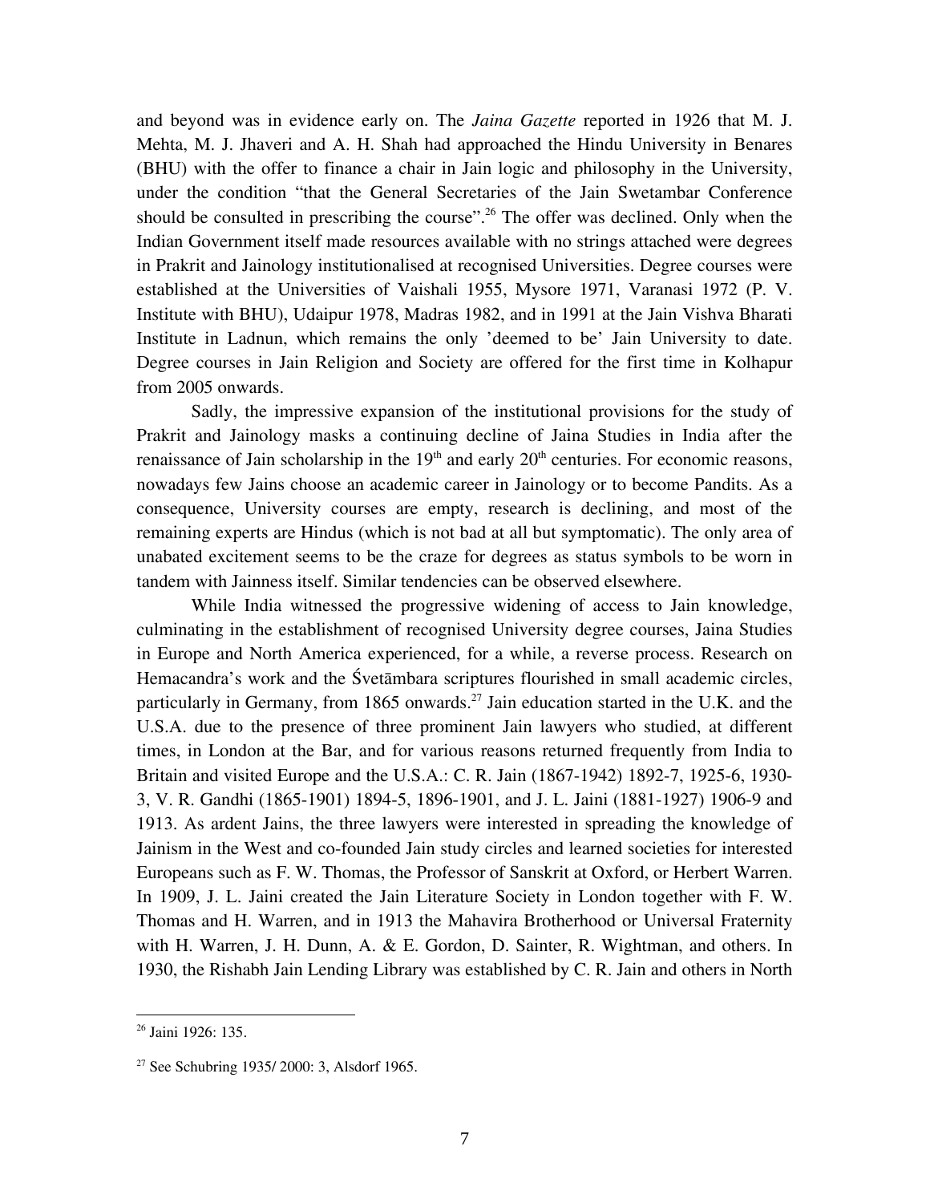and beyond was in evidence early on. The *Jaina Gazette* reported in 1926 that M. J. Mehta, M. J. Jhaveri and A. H. Shah had approached the Hindu University in Benares (BHU) with the offer to finance a chair in Jain logic and philosophy in the University, under the condition "that the General Secretaries of the Jain Swetambar Conference should be consulted in prescribing the course".[26] The offer was declined. Only when the Indian Government itself made resources available with no strings attached were degrees in Prakrit and Jainology institutionalised at recognised Universities. Degree courses were established at the Universities of Vaishali 1955, Mysore 1971, Varanasi 1972 (P. V. Institute with BHU), Udaipur 1978, Madras 1982, and in 1991 at the Jain Vishva Bharati Institute in Ladnun, which remains the only 'deemed to be' Jain University to date. Degree courses in Jain Religion and Society are offered for the first time in Kolhapur from 2005 onwards.

Sadly, the impressive expansion of the institutional provisions for the study of Prakrit and Jainology masks a continuing decline of Jaina Studies in India after the renaissance of Jain scholarship in the 19th and early 20th centuries. For economic reasons, nowadays few Jains choose an academic career in Jainology or to become Pandits. As a consequence, University courses are empty, research is declining, and most of the remaining experts are Hindus (which is not bad at all but symptomatic). The only area of unabated excitement seems to be the craze for degrees as status symbols to be worn in tandem with Jainness itself. Similar tendencies can be observed elsewhere.

While India witnessed the progressive widening of access to Jain knowledge, culminating in the establishment of recognised University degree courses, Jaina Studies in Europe and North America experienced, for a while, a reverse process. Research on Hemacandra's work and the Śvetāmbara scriptures flourished in small academic circles, particularly in Germany, from 1865 onwards.[27] Jain education started in the U.K. and the U.S.A. due to the presence of three prominent Jain lawyers who studied, at different times, in London at the Bar, and for various reasons returned frequently from India to Britain and visited Europe and the U.S.A.: C. R. Jain (1867-1942) 1892-7, 1925-6, 1930-3, V. R. Gandhi (1865-1901) 1894-5, 1896-1901, and J. L. Jaini (1881-1927) 1906-9 and 1913. As ardent Jains, the three lawyers were interested in spreading the knowledge of Jainism in the West and co-founded Jain study circles and learned societies for interested Europeans such as F. W. Thomas, the Professor of Sanskrit at Oxford, or Herbert Warren. In 1909, J. L. Jaini created the Jain Literature Society in London together with F. W. Thomas and H. Warren, and in 1913 the Mahavira Brotherhood or Universal Fraternity with H. Warren, J. H. Dunn, A. & E. Gordon, D. Sainter, R. Wightman, and others. In 1930, the Rishabh Jain Lending Library was established by C. R. Jain and others in North

---

[26] Jaini 1926: 135.

[27] See Schubring 1935/ 2000: 3, Alsdorf 1965.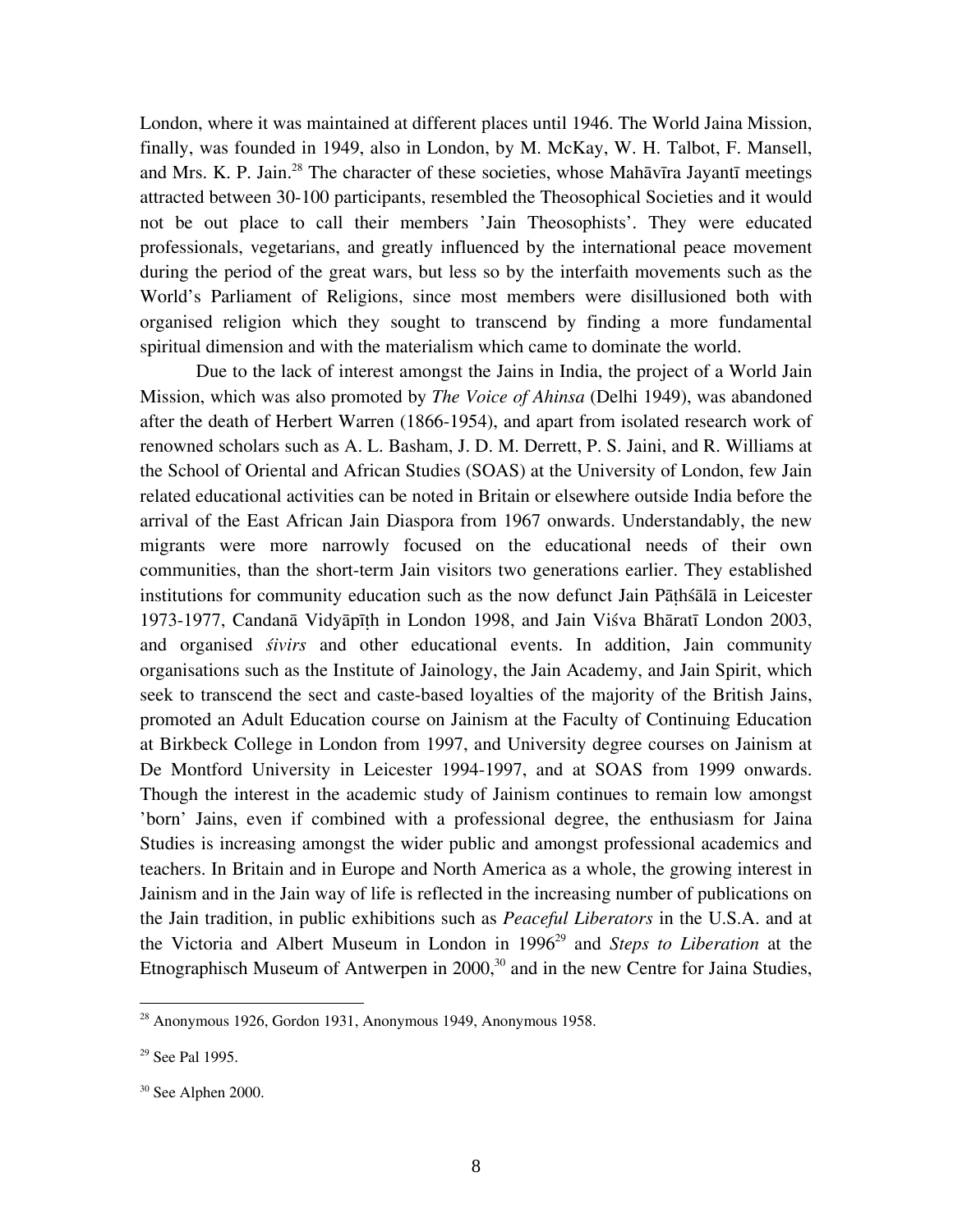London, where it was maintained at different places until 1946. The World Jaina Mission, finally, was founded in 1949, also in London, by M. McKay, W. H. Talbot, F. Mansell, and Mrs. K. P. Jain.[28] The character of these societies, whose Mahāvīra Jayantī meetings attracted between 30-100 participants, resembled the Theosophical Societies and it would not be out place to call their members 'Jain Theosophists'. They were educated professionals, vegetarians, and greatly influenced by the international peace movement during the period of the great wars, but less so by the interfaith movements such as the World's Parliament of Religions, since most members were disillusioned both with organised religion which they sought to transcend by finding a more fundamental spiritual dimension and with the materialism which came to dominate the world.

Due to the lack of interest amongst the Jains in India, the project of a World Jain Mission, which was also promoted by *The Voice of Ahinsa* (Delhi 1949), was abandoned after the death of Herbert Warren (1866-1954), and apart from isolated research work of renowned scholars such as A. L. Basham, J. D. M. Derrett, P. S. Jaini, and R. Williams at the School of Oriental and African Studies (SOAS) at the University of London, few Jain related educational activities can be noted in Britain or elsewhere outside India before the arrival of the East African Jain Diaspora from 1967 onwards. Understandably, the new migrants were more narrowly focused on the educational needs of their own communities, than the short-term Jain visitors two generations earlier. They established institutions for community education such as the now defunct Jain Pāṭhśālā in Leicester 1973-1977, Candanā Vidyāpīṭh in London 1998, and Jain Viśva Bhāratī London 2003, and organised *śivirs* and other educational events. In addition, Jain community organisations such as the Institute of Jainology, the Jain Academy, and Jain Spirit, which seek to transcend the sect and caste-based loyalties of the majority of the British Jains, promoted an Adult Education course on Jainism at the Faculty of Continuing Education at Birkbeck College in London from 1997, and University degree courses on Jainism at De Montford University in Leicester 1994-1997, and at SOAS from 1999 onwards. Though the interest in the academic study of Jainism continues to remain low amongst 'born' Jains, even if combined with a professional degree, the enthusiasm for Jaina Studies is increasing amongst the wider public and amongst professional academics and teachers. In Britain and in Europe and North America as a whole, the growing interest in Jainism and in the Jain way of life is reflected in the increasing number of publications on the Jain tradition, in public exhibitions such as *Peaceful Liberators* in the U.S.A. and at the Victoria and Albert Museum in London in 1996[29] and *Steps to Liberation* at the Etnographisch Museum of Antwerpen in 2000,[30] and in the new Centre for Jaina Studies,

---

[28] Anonymous 1926, Gordon 1931, Anonymous 1949, Anonymous 1958.

[29] See Pal 1995.

[30] See Alphen 2000.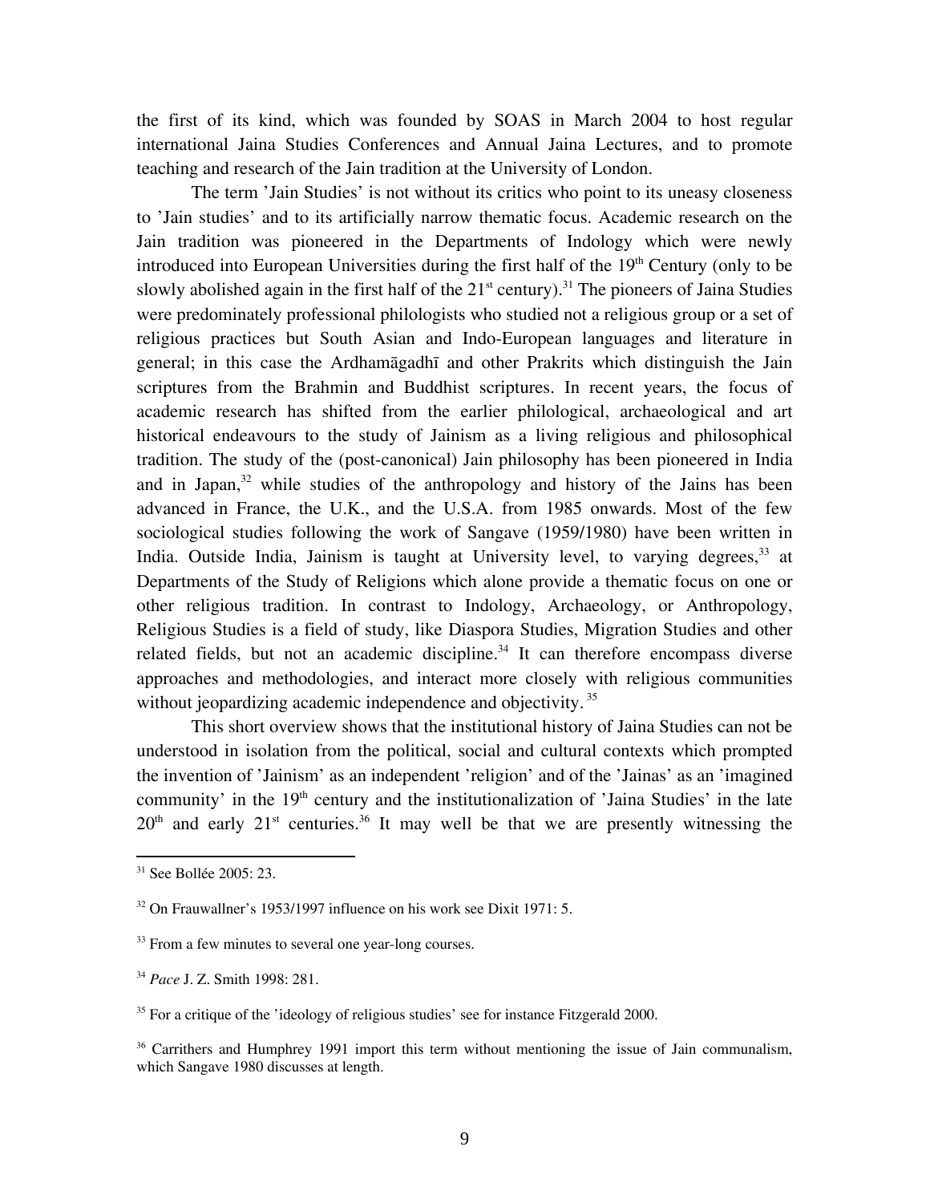the first of its kind, which was founded by SOAS in March 2004 to host regular international Jaina Studies Conferences and Annual Jaina Lectures, and to promote teaching and research of the Jain tradition at the University of London.

The term 'Jain Studies' is not without its critics who point to its uneasy closeness to 'Jain studies' and to its artificially narrow thematic focus. Academic research on the Jain tradition was pioneered in the Departments of Indology which were newly introduced into European Universities during the first half of the 19th Century (only to be slowly abolished again in the first half of the 21st century).[31] The pioneers of Jaina Studies were predominately professional philologists who studied not a religious group or a set of religious practices but South Asian and Indo-European languages and literature in general; in this case the Ardhamāgadhī and other Prakrits which distinguish the Jain scriptures from the Brahmin and Buddhist scriptures. In recent years, the focus of academic research has shifted from the earlier philological, archaeological and art historical endeavours to the study of Jainism as a living religious and philosophical tradition. The study of the (post-canonical) Jain philosophy has been pioneered in India and in Japan,[32] while studies of the anthropology and history of the Jains has been advanced in France, the U.K., and the U.S.A. from 1985 onwards. Most of the few sociological studies following the work of Sangave (1959/1980) have been written in India. Outside India, Jainism is taught at University level, to varying degrees,[33] at Departments of the Study of Religions which alone provide a thematic focus on one or other religious tradition. In contrast to Indology, Archaeology, or Anthropology, Religious Studies is a field of study, like Diaspora Studies, Migration Studies and other related fields, but not an academic discipline.[34] It can therefore encompass diverse approaches and methodologies, and interact more closely with religious communities without jeopardizing academic independence and objectivity.[35]

This short overview shows that the institutional history of Jaina Studies can not be understood in isolation from the political, social and cultural contexts which prompted the invention of 'Jainism' as an independent 'religion' and of the 'Jainas' as an 'imagined community' in the 19th century and the institutionalization of 'Jaina Studies' in the late 20th and early 21st centuries.[36] It may well be that we are presently witnessing the

---

[31] See Bollée 2005: 23.

[32] On Frauwallner's 1953/1997 influence on his work see Dixit 1971: 5.

[33] From a few minutes to several one year-long courses.

[34] *Pace* J. Z. Smith 1998: 281.

[35] For a critique of the 'ideology of religious studies' see for instance Fitzgerald 2000.

[36] Carrithers and Humphrey 1991 import this term without mentioning the issue of Jain communalism, which Sangave 1980 discusses at length.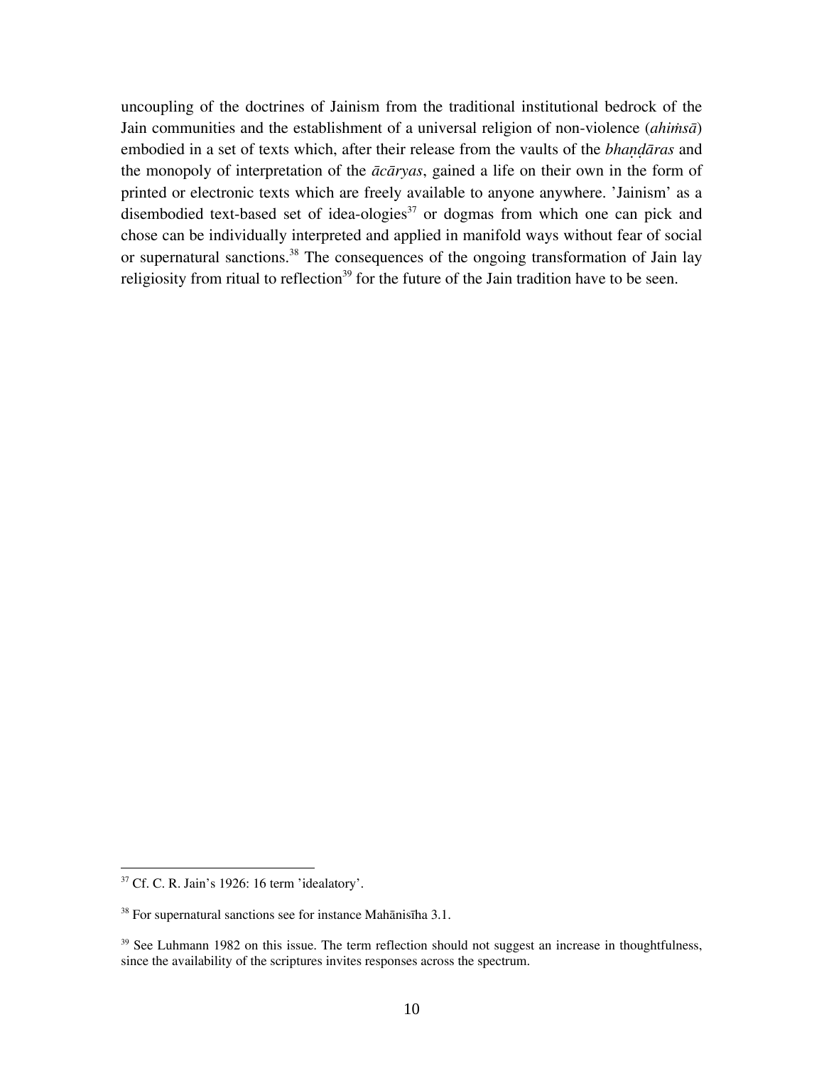uncoupling of the doctrines of Jainism from the traditional institutional bedrock of the Jain communities and the establishment of a universal religion of non-violence (*ahiṁsā*) embodied in a set of texts which, after their release from the vaults of the *bhaṇḍāras* and the monopoly of interpretation of the *ācāryas*, gained a life on their own in the form of printed or electronic texts which are freely available to anyone anywhere. 'Jainism' as a disembodied text-based set of idea-ologies[37] or dogmas from which one can pick and chose can be individually interpreted and applied in manifold ways without fear of social or supernatural sanctions.[38] The consequences of the ongoing transformation of Jain lay religiosity from ritual to reflection[39] for the future of the Jain tradition have to be seen.

---

[37] Cf. C. R. Jain's 1926: 16 term 'idealatory'.

[38] For supernatural sanctions see for instance Mahānisīha 3.1.

[39] See Luhmann 1982 on this issue. The term reflection should not suggest an increase in thoughtfulness, since the availability of the scriptures invites responses across the spectrum.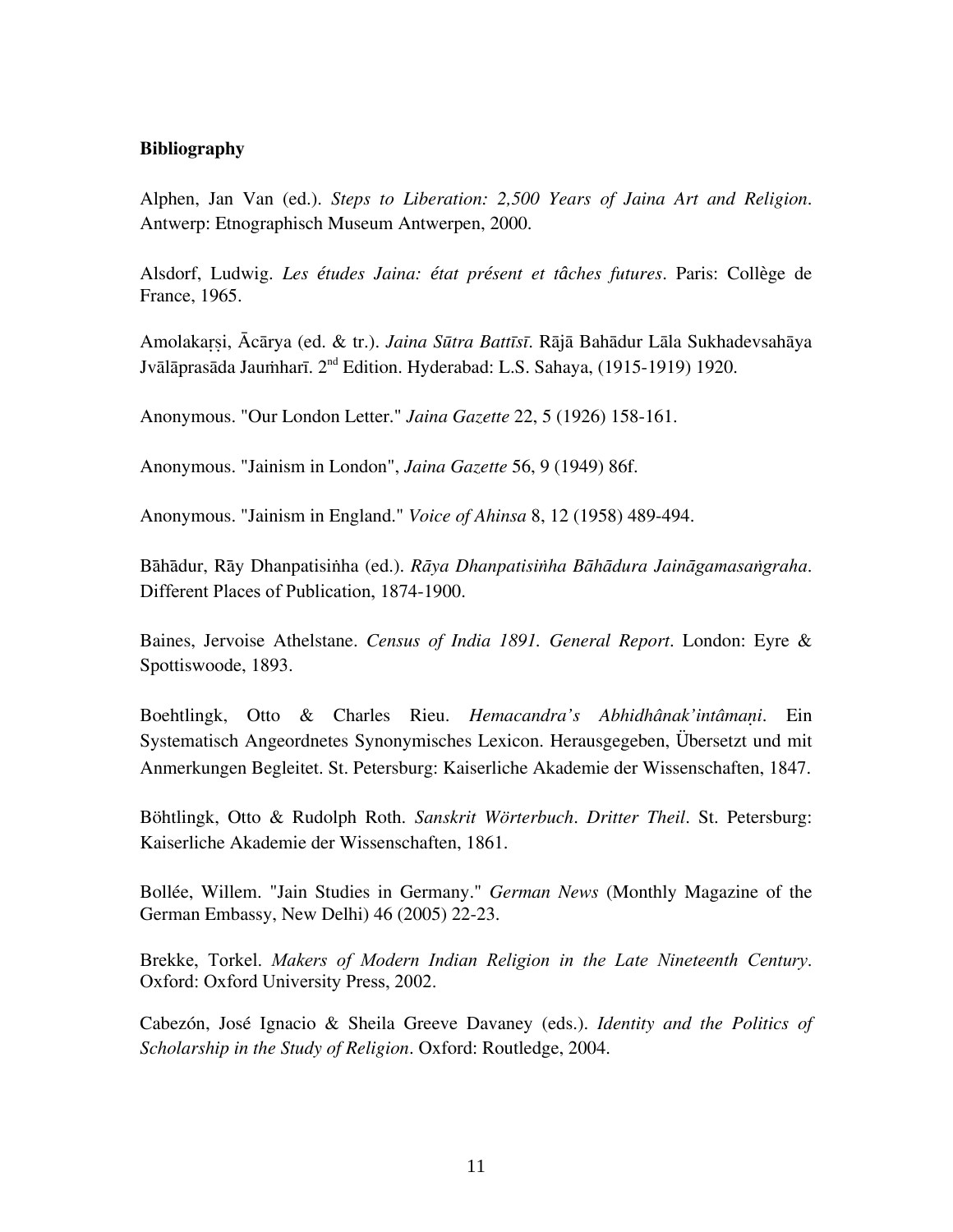**Bibliography**

Alphen, Jan Van (ed.). *Steps to Liberation: 2,500 Years of Jaina Art and Religion*. Antwerp: Etnographisch Museum Antwerpen, 2000.

Alsdorf, Ludwig. *Les études Jaina: état présent et tâches futures*. Paris: Collège de France, 1965.

Amolakaṛṣi, Ācārya (ed. & tr.). *Jaina Sūtra Battīsī*. Rājā Bahādur Lāla Sukhadevsahāya Jvālāprasāda Jauṁharī. 2nd Edition. Hyderabad: L.S. Sahaya, (1915-1919) 1920.

Anonymous. "Our London Letter." *Jaina Gazette* 22, 5 (1926) 158-161.

Anonymous. "Jainism in London", *Jaina Gazette* 56, 9 (1949) 86f.

Anonymous. "Jainism in England." *Voice of Ahinsa* 8, 12 (1958) 489-494.

Bāhādur, Rāy Dhanpatisiṅha (ed.). *Rāya Dhanpatisiṅha Bāhādura Jaināgamasaṅgraha*. Different Places of Publication, 1874-1900.

Baines, Jervoise Athelstane. *Census of India 1891. General Report*. London: Eyre & Spottiswoode, 1893.

Boehtlingk, Otto & Charles Rieu. *Hemacandra's Abhidhânak'intâmaṇi*. Ein Systematisch Angeordnetes Synonymisches Lexicon. Herausgegeben, Übersetzt und mit Anmerkungen Begleitet. St. Petersburg: Kaiserliche Akademie der Wissenschaften, 1847.

Böhtlingk, Otto & Rudolph Roth. *Sanskrit Wörterbuch. Dritter Theil*. St. Petersburg: Kaiserliche Akademie der Wissenschaften, 1861.

Bollée, Willem. "Jain Studies in Germany." *German News* (Monthly Magazine of the German Embassy, New Delhi) 46 (2005) 22-23.

Brekke, Torkel. *Makers of Modern Indian Religion in the Late Nineteenth Century*. Oxford: Oxford University Press, 2002.

Cabezón, José Ignacio & Sheila Greeve Davaney (eds.). *Identity and the Politics of Scholarship in the Study of Religion*. Oxford: Routledge, 2004.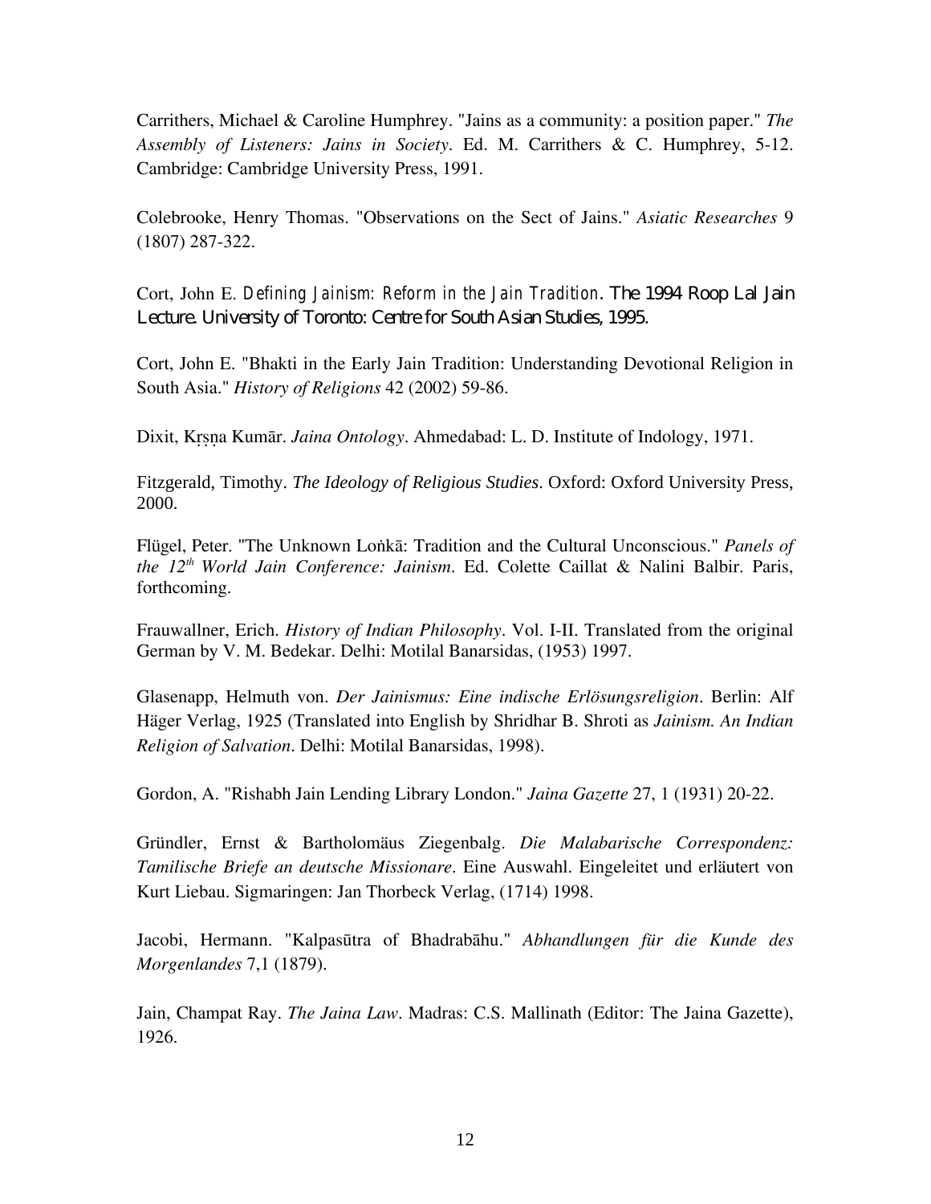Carrithers, Michael & Caroline Humphrey. "Jains as a community: a position paper." *The Assembly of Listeners: Jains in Society*. Ed. M. Carrithers & C. Humphrey, 5-12. Cambridge: Cambridge University Press, 1991.

Colebrooke, Henry Thomas. "Observations on the Sect of Jains." *Asiatic Researches* 9 (1807) 287-322.

Cort, John E. *Defining Jainism: Reform in the Jain Tradition*. The 1994 Roop Lal Jain Lecture. University of Toronto: Centre for South Asian Studies, 1995.

Cort, John E. "Bhakti in the Early Jain Tradition: Understanding Devotional Religion in South Asia." *History of Religions* 42 (2002) 59-86.

Dixit, Kṛṣṇa Kumār. *Jaina Ontology*. Ahmedabad: L. D. Institute of Indology, 1971.

Fitzgerald, Timothy. *The Ideology of Religious Studies*. Oxford: Oxford University Press, 2000.

Flügel, Peter. "The Unknown Loṅkā: Tradition and the Cultural Unconscious." *Panels of the 12th World Jain Conference: Jainism*. Ed. Colette Caillat & Nalini Balbir. Paris, forthcoming.

Frauwallner, Erich. *History of Indian Philosophy*. Vol. I-II. Translated from the original German by V. M. Bedekar. Delhi: Motilal Banarsidas, (1953) 1997.

Glasenapp, Helmuth von. *Der Jainismus: Eine indische Erlösungsreligion*. Berlin: Alf Häger Verlag, 1925 (Translated into English by Shridhar B. Shroti as *Jainism. An Indian Religion of Salvation*. Delhi: Motilal Banarsidas, 1998).

Gordon, A. "Rishabh Jain Lending Library London." *Jaina Gazette* 27, 1 (1931) 20-22.

Gründler, Ernst & Bartholomäus Ziegenbalg. *Die Malabarische Correspondenz: Tamilische Briefe an deutsche Missionare*. Eine Auswahl. Eingeleitet und erläutert von Kurt Liebau. Sigmaringen: Jan Thorbeck Verlag, (1714) 1998.

Jacobi, Hermann. "Kalpasūtra of Bhadrabāhu." *Abhandlungen für die Kunde des Morgenlandes* 7,1 (1879).

Jain, Champat Ray. *The Jaina Law*. Madras: C.S. Mallinath (Editor: The Jaina Gazette), 1926.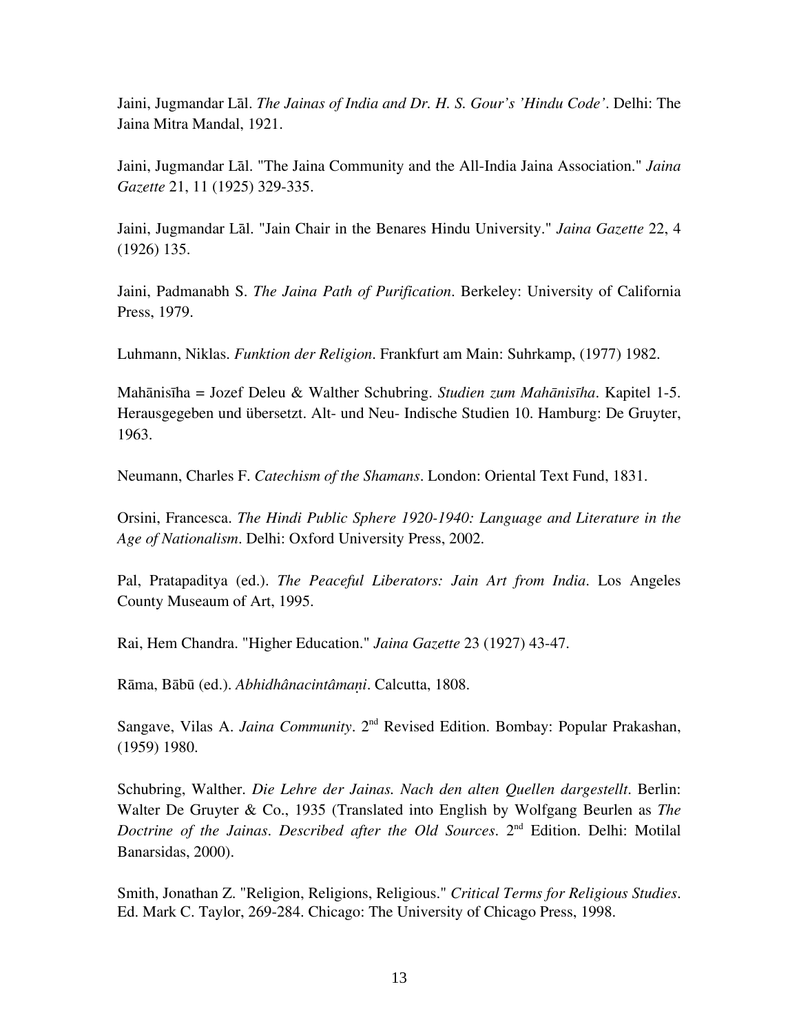Jaini, Jugmandar Lāl. *The Jainas of India and Dr. H. S. Gour's 'Hindu Code'*. Delhi: The Jaina Mitra Mandal, 1921.

Jaini, Jugmandar Lāl. "The Jaina Community and the All-India Jaina Association." *Jaina Gazette* 21, 11 (1925) 329-335.

Jaini, Jugmandar Lāl. "Jain Chair in the Benares Hindu University." *Jaina Gazette* 22, 4 (1926) 135.

Jaini, Padmanabh S. *The Jaina Path of Purification*. Berkeley: University of California Press, 1979.

Luhmann, Niklas. *Funktion der Religion*. Frankfurt am Main: Suhrkamp, (1977) 1982.

Mahānisīha = Jozef Deleu & Walther Schubring. *Studien zum Mahānisīha*. Kapitel 1-5. Herausgegeben und übersetzt. Alt- und Neu- Indische Studien 10. Hamburg: De Gruyter, 1963.

Neumann, Charles F. *Catechism of the Shamans*. London: Oriental Text Fund, 1831.

Orsini, Francesca. *The Hindi Public Sphere 1920-1940: Language and Literature in the Age of Nationalism*. Delhi: Oxford University Press, 2002.

Pal, Pratapaditya (ed.). *The Peaceful Liberators: Jain Art from India*. Los Angeles County Museaum of Art, 1995.

Rai, Hem Chandra. "Higher Education." *Jaina Gazette* 23 (1927) 43-47.

Rāma, Bābū (ed.). *Abhidhânacintâmaṇi*. Calcutta, 1808.

Sangave, Vilas A. *Jaina Community*. 2nd Revised Edition. Bombay: Popular Prakashan, (1959) 1980.

Schubring, Walther. *Die Lehre der Jainas. Nach den alten Quellen dargestellt*. Berlin: Walter De Gruyter & Co., 1935 (Translated into English by Wolfgang Beurlen as *The Doctrine of the Jainas. Described after the Old Sources*. 2nd Edition. Delhi: Motilal Banarsidas, 2000).

Smith, Jonathan Z. "Religion, Religions, Religious." *Critical Terms for Religious Studies*. Ed. Mark C. Taylor, 269-284. Chicago: The University of Chicago Press, 1998.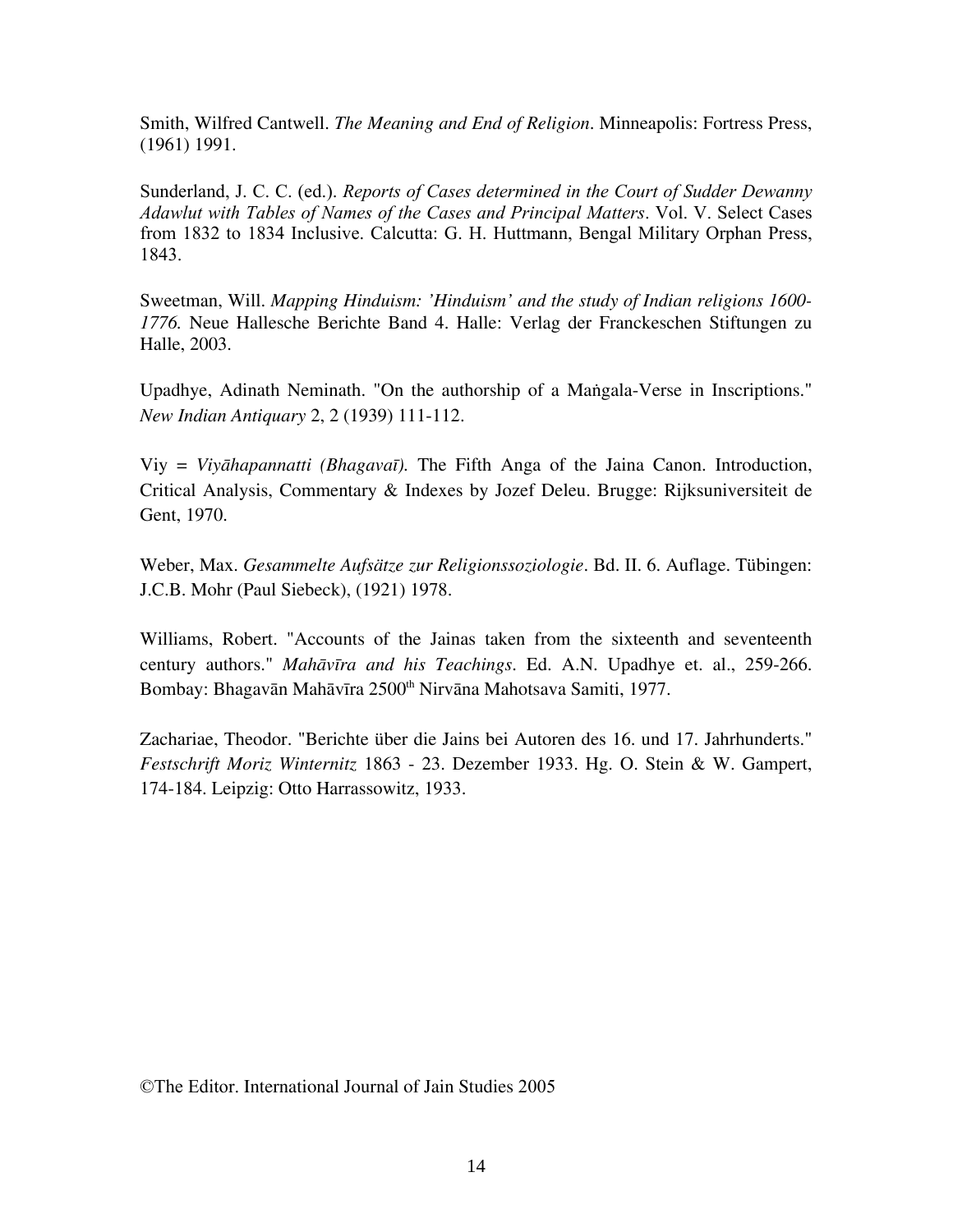Smith, Wilfred Cantwell. *The Meaning and End of Religion*. Minneapolis: Fortress Press, (1961) 1991.

Sunderland, J. C. C. (ed.). *Reports of Cases determined in the Court of Sudder Dewanny Adawlut with Tables of Names of the Cases and Principal Matters*. Vol. V. Select Cases from 1832 to 1834 Inclusive. Calcutta: G. H. Huttmann, Bengal Military Orphan Press, 1843.

Sweetman, Will. *Mapping Hinduism: 'Hinduism' and the study of Indian religions 1600-1776.* Neue Hallesche Berichte Band 4. Halle: Verlag der Franckeschen Stiftungen zu Halle, 2003.

Upadhye, Adinath Neminath. "On the authorship of a Maṅgala-Verse in Inscriptions." *New Indian Antiquary* 2, 2 (1939) 111-112.

Viy = *Viyāhapannatti (Bhagavaī).* The Fifth Anga of the Jaina Canon. Introduction, Critical Analysis, Commentary & Indexes by Jozef Deleu. Brugge: Rijksuniversiteit de Gent, 1970.

Weber, Max. *Gesammelte Aufsätze zur Religionssoziologie*. Bd. II. 6. Auflage. Tübingen: J.C.B. Mohr (Paul Siebeck), (1921) 1978.

Williams, Robert. "Accounts of the Jainas taken from the sixteenth and seventeenth century authors." *Mahāvīra and his Teachings*. Ed. A.N. Upadhye et. al., 259-266. Bombay: Bhagavān Mahāvīra 2500th Nirvāna Mahotsava Samiti, 1977.

Zachariae, Theodor. "Berichte über die Jains bei Autoren des 16. und 17. Jahrhunderts." *Festschrift Moriz Winternitz* 1863 - 23. Dezember 1933. Hg. O. Stein & W. Gampert, 174-184. Leipzig: Otto Harrassowitz, 1933.

©The Editor. International Journal of Jain Studies 2005